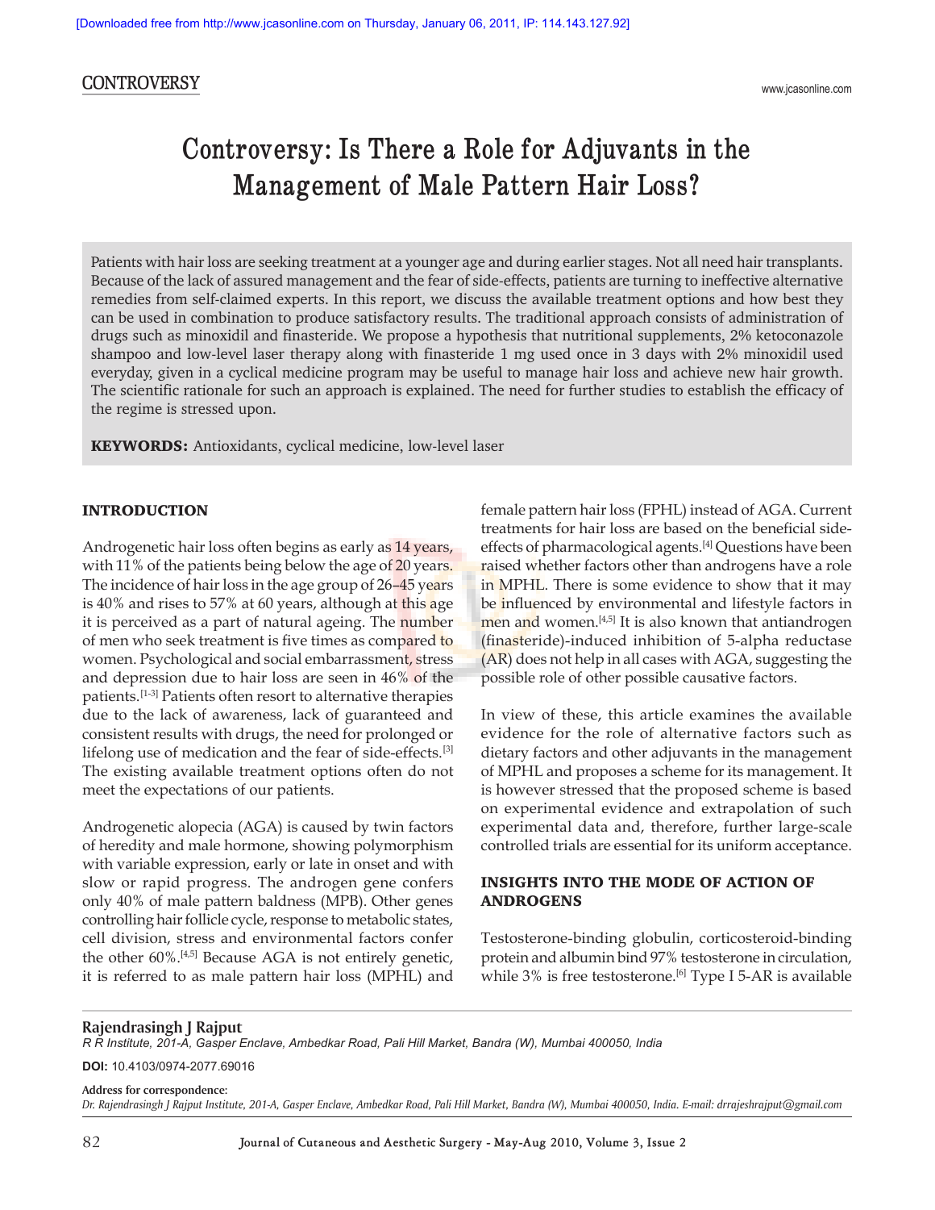CONTROVERSY

# Controversy: Is There a Role for Adjuvants in the Management of Male Pattern Hair Loss?

Patients with hair loss are seeking treatment at a younger age and during earlier stages. Not all need hair transplants. Because of the lack of assured management and the fear of side-effects, patients are turning to ineffective alternative remedies from self-claimed experts. In this report, we discuss the available treatment options and how best they can be used in combination to produce satisfactory results. The traditional approach consists of administration of drugs such as minoxidil and finasteride. We propose a hypothesis that nutritional supplements, 2% ketoconazole shampoo and low-level laser therapy along with finasteride 1 mg used once in 3 days with 2% minoxidil used everyday, given in a cyclical medicine program may be useful to manage hair loss and achieve new hair growth. The scientific rationale for such an approach is explained. The need for further studies to establish the efficacy of the regime is stressed upon.

**KEYWORDS:** Antioxidants, cyclical medicine, low-level laser

## INTRODUCTION

Androgenetic hair loss often begins as early as 14 years, with 11% of the patients being below the age of 20 years. The incidence of hair loss in the age group of 26–45 years is 40% and rises to 57% at 60 years, although at this age it is perceived as a part of natural ageing. The number of men who seek treatment is five times as compared to women. Psychological and social embarrassment, stress and depression due to hair loss are seen in 46% of the patients.[1-3] Patients often resort to alternative therapies due to the lack of awareness, lack of guaranteed and consistent results with drugs, the need for prolonged or lifelong use of medication and the fear of side-effects.[3] The existing available treatment options often do not meet the expectations of our patients.

Androgenetic alopecia (AGA) is caused by twin factors of heredity and male hormone, showing polymorphism with variable expression, early or late in onset and with slow or rapid progress. The androgen gene confers only 40% of male pattern baldness (MPB). Other genes controlling hair follicle cycle, response to metabolic states, cell division, stress and environmental factors confer the other 60%.[4,5] Because AGA is not entirely genetic, it is referred to as male pattern hair loss (MPHL) and female pattern hair loss (FPHL) instead of AGA. Current treatments for hair loss are based on the beneficial side-effects of pharmacological agents.[4] Questions have been raised whether factors other than androgens have a role in MPHL. There is some evidence to show that it may be influenced by environmental and lifestyle factors in men and women.[4,5] It is also known that antiandrogen (finasteride)-induced inhibition of 5-alpha reductase (AR) does not help in all cases with AGA, suggesting the possible role of other possible causative factors.

In view of these, this article examines the available evidence for the role of alternative factors such as dietary factors and other adjuvants in the management of MPHL and proposes a scheme for its management. It is however stressed that the proposed scheme is based on experimental evidence and extrapolation of such experimental data and, therefore, further large-scale controlled trials are essential for its uniform acceptance.

## INSIGHTS INTO THE MODE OF ACTION OF ANDROGENS

Testosterone-binding globulin, corticosteroid-binding protein and albumin bind 97% testosterone in circulation, while 3% is free testosterone.[6] Type I 5-AR is available

**Rajendrasingh J Rajput**

*R R Institute, 201-A, Gasper Enclave, Ambedkar Road, Pali Hill Market, Bandra (W), Mumbai 400050, India*

**DOI:** 10.4103/0974-2077.69016

**Address for correspondence:**
*Dr. Rajendrasingh J Rajput Institute, 201-A, Gasper Enclave, Ambedkar Road, Pali Hill Market, Bandra (W), Mumbai 400050, India. E-mail: drrajeshrajput@gmail.com*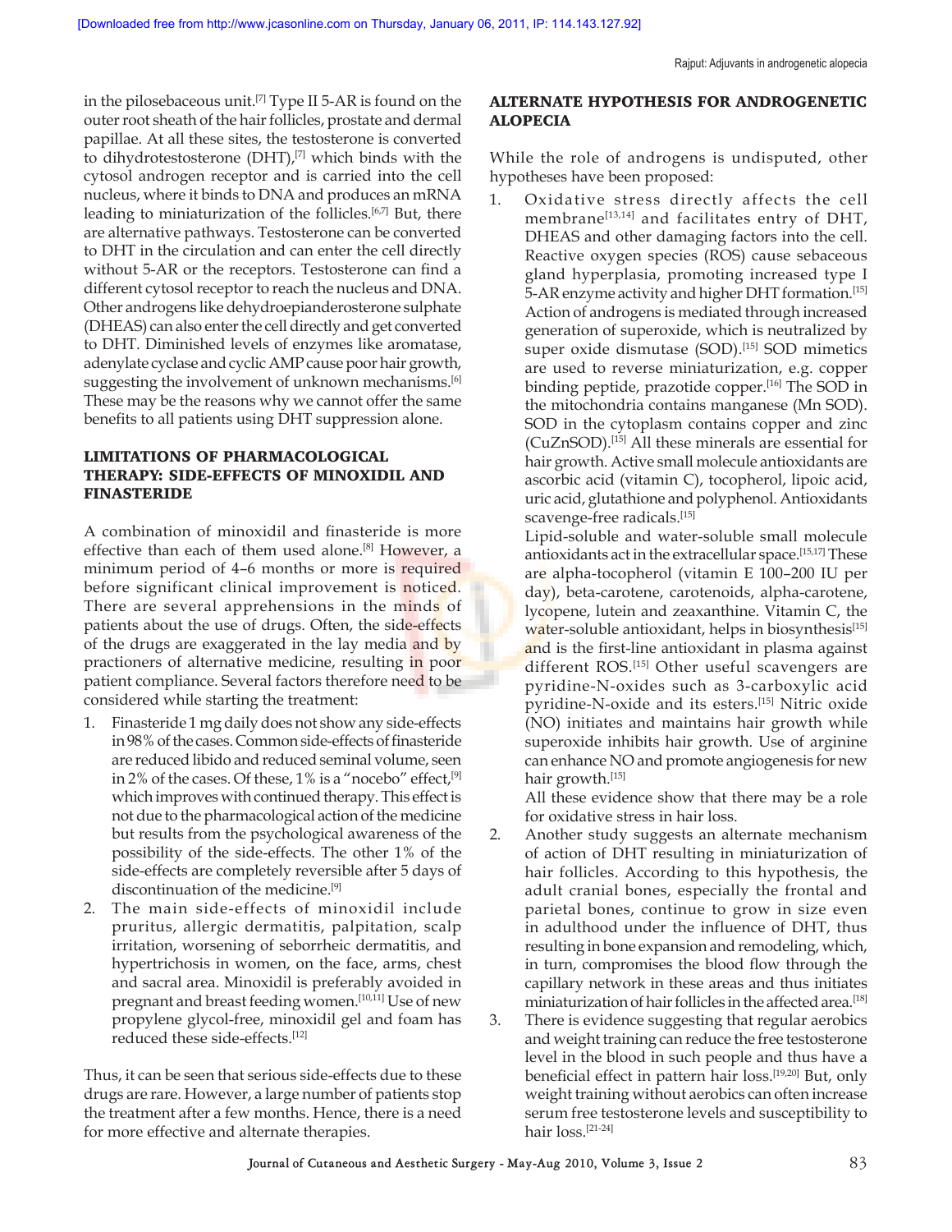in the pilosebaceous unit.[7] Type II 5-AR is found on the outer root sheath of the hair follicles, prostate and dermal papillae. At all these sites, the testosterone is converted to dihydrotestosterone (DHT),[7] which binds with the cytosol androgen receptor and is carried into the cell nucleus, where it binds to DNA and produces an mRNA leading to miniaturization of the follicles.[6,7] But, there are alternative pathways. Testosterone can be converted to DHT in the circulation and can enter the cell directly without 5-AR or the receptors. Testosterone can find a different cytosol receptor to reach the nucleus and DNA. Other androgens like dehydroepianderosterone sulphate (DHEAS) can also enter the cell directly and get converted to DHT. Diminished levels of enzymes like aromatase, adenylate cyclase and cyclic AMP cause poor hair growth, suggesting the involvement of unknown mechanisms.[6] These may be the reasons why we cannot offer the same benefits to all patients using DHT suppression alone.

## LIMITATIONS OF PHARMACOLOGICAL THERAPY: SIDE-EFFECTS OF MINOXIDIL AND FINASTERIDE

A combination of minoxidil and finasteride is more effective than each of them used alone.[8] However, a minimum period of 4–6 months or more is required before significant clinical improvement is noticed. There are several apprehensions in the minds of patients about the use of drugs. Often, the side-effects of the drugs are exaggerated in the lay media and by practioners of alternative medicine, resulting in poor patient compliance. Several factors therefore need to be considered while starting the treatment:

1. Finasteride 1 mg daily does not show any side-effects in 98% of the cases. Common side-effects of finasteride are reduced libido and reduced seminal volume, seen in 2% of the cases. Of these, 1% is a "nocebo" effect,[9] which improves with continued therapy. This effect is not due to the pharmacological action of the medicine but results from the psychological awareness of the possibility of the side-effects. The other 1% of the side-effects are completely reversible after 5 days of discontinuation of the medicine.[9]
2. The main side-effects of minoxidil include pruritus, allergic dermatitis, palpitation, scalp irritation, worsening of seborrheic dermatitis, and hypertrichosis in women, on the face, arms, chest and sacral area. Minoxidil is preferably avoided in pregnant and breast feeding women.[10,11] Use of new propylene glycol-free, minoxidil gel and foam has reduced these side-effects.[12]

Thus, it can be seen that serious side-effects due to these drugs are rare. However, a large number of patients stop the treatment after a few months. Hence, there is a need for more effective and alternate therapies.

## ALTERNATE HYPOTHESIS FOR ANDROGENETIC ALOPECIA

While the role of androgens is undisputed, other hypotheses have been proposed:

1. Oxidative stress directly affects the cell membrane[13,14] and facilitates entry of DHT, DHEAS and other damaging factors into the cell. Reactive oxygen species (ROS) cause sebaceous gland hyperplasia, promoting increased type I 5-AR enzyme activity and higher DHT formation.[15] Action of androgens is mediated through increased generation of superoxide, which is neutralized by super oxide dismutase (SOD).[15] SOD mimetics are used to reverse miniaturization, e.g. copper binding peptide, prazotide copper.[16] The SOD in the mitochondria contains manganese (Mn SOD). SOD in the cytoplasm contains copper and zinc (CuZnSOD).[15] All these minerals are essential for hair growth. Active small molecule antioxidants are ascorbic acid (vitamin C), tocopherol, lipoic acid, uric acid, glutathione and polyphenol. Antioxidants scavenge-free radicals.[15]

   Lipid-soluble and water-soluble small molecule antioxidants act in the extracellular space.[15,17] These are alpha-tocopherol (vitamin E 100–200 IU per day), beta-carotene, carotenoids, alpha-carotene, lycopene, lutein and zeaxanthine. Vitamin C, the water-soluble antioxidant, helps in biosynthesis[15] and is the first-line antioxidant in plasma against different ROS.[15] Other useful scavengers are pyridine-N-oxides such as 3-carboxylic acid pyridine-N-oxide and its esters.[15] Nitric oxide (NO) initiates and maintains hair growth while superoxide inhibits hair growth. Use of arginine can enhance NO and promote angiogenesis for new hair growth.[15]

   All these evidence show that there may be a role for oxidative stress in hair loss.
2. Another study suggests an alternate mechanism of action of DHT resulting in miniaturization of hair follicles. According to this hypothesis, the adult cranial bones, especially the frontal and parietal bones, continue to grow in size even in adulthood under the influence of DHT, thus resulting in bone expansion and remodeling, which, in turn, compromises the blood flow through the capillary network in these areas and thus initiates miniaturization of hair follicles in the affected area.[18]
3. There is evidence suggesting that regular aerobics and weight training can reduce the free testosterone level in the blood in such people and thus have a beneficial effect in pattern hair loss.[19,20] But, only weight training without aerobics can often increase serum free testosterone levels and susceptibility to hair loss.[21-24]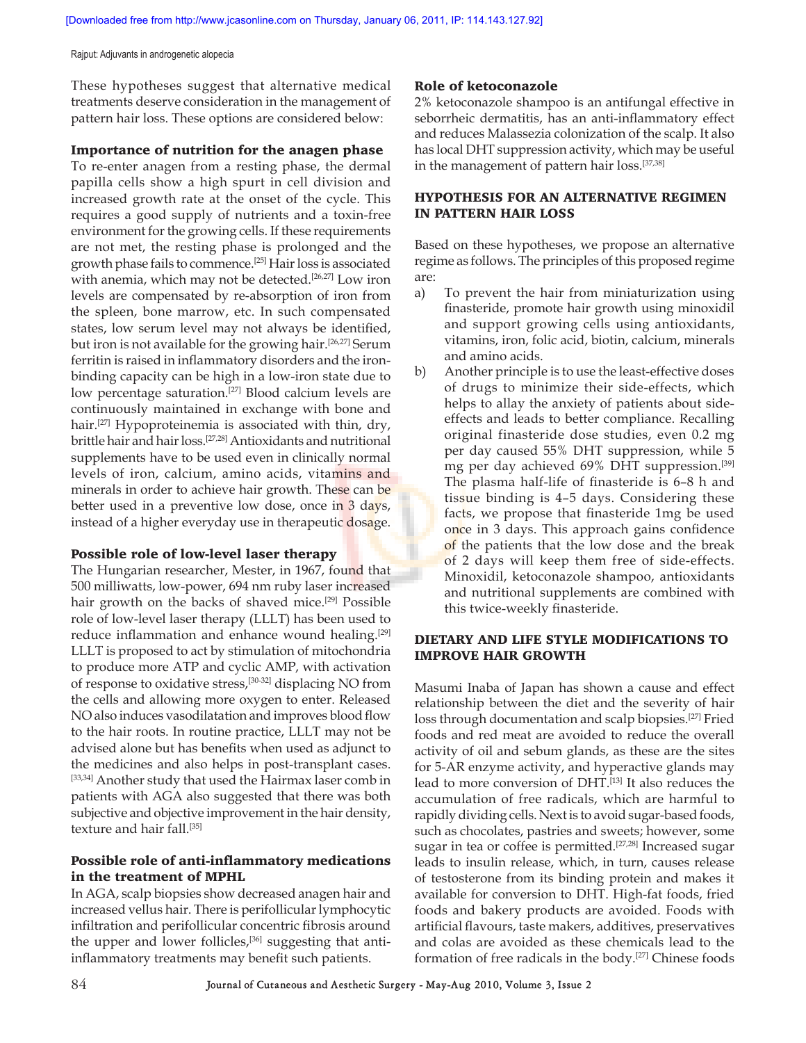These hypotheses suggest that alternative medical treatments deserve consideration in the management of pattern hair loss. These options are considered below:

### Importance of nutrition for the anagen phase

To re-enter anagen from a resting phase, the dermal papilla cells show a high spurt in cell division and increased growth rate at the onset of the cycle. This requires a good supply of nutrients and a toxin-free environment for the growing cells. If these requirements are not met, the resting phase is prolonged and the growth phase fails to commence.[25] Hair loss is associated with anemia, which may not be detected.[26,27] Low iron levels are compensated by re-absorption of iron from the spleen, bone marrow, etc. In such compensated states, low serum level may not always be identified, but iron is not available for the growing hair.[26,27] Serum ferritin is raised in inflammatory disorders and the iron-binding capacity can be high in a low-iron state due to low percentage saturation.[27] Blood calcium levels are continuously maintained in exchange with bone and hair.[27] Hypoproteinemia is associated with thin, dry, brittle hair and hair loss.[27,28] Antioxidants and nutritional supplements have to be used even in clinically normal levels of iron, calcium, amino acids, vitamins and minerals in order to achieve hair growth. These can be better used in a preventive low dose, once in 3 days, instead of a higher everyday use in therapeutic dosage.

### Possible role of low-level laser therapy

The Hungarian researcher, Mester, in 1967, found that 500 milliwatts, low-power, 694 nm ruby laser increased hair growth on the backs of shaved mice.[29] Possible role of low-level laser therapy (LLLT) has been used to reduce inflammation and enhance wound healing.[29] LLLT is proposed to act by stimulation of mitochondria to produce more ATP and cyclic AMP, with activation of response to oxidative stress,[30-32] displacing NO from the cells and allowing more oxygen to enter. Released NO also induces vasodilatation and improves blood flow to the hair roots. In routine practice, LLLT may not be advised alone but has benefits when used as adjunct to the medicines and also helps in post-transplant cases.[33,34] Another study that used the Hairmax laser comb in patients with AGA also suggested that there was both subjective and objective improvement in the hair density, texture and hair fall.[35]

### Possible role of anti-inflammatory medications in the treatment of MPHL

In AGA, scalp biopsies show decreased anagen hair and increased vellus hair. There is perifollicular lymphocytic infiltration and perifollicular concentric fibrosis around the upper and lower follicles,[36] suggesting that anti-inflammatory treatments may benefit such patients.

### Role of ketoconazole

2% ketoconazole shampoo is an antifungal effective in seborrheic dermatitis, has an anti-inflammatory effect and reduces Malassezia colonization of the scalp. It also has local DHT suppression activity, which may be useful in the management of pattern hair loss.[37,38]

## HYPOTHESIS FOR AN ALTERNATIVE REGIMEN IN PATTERN HAIR LOSS

Based on these hypotheses, we propose an alternative regime as follows. The principles of this proposed regime are:

a) To prevent the hair from miniaturization using finasteride, promote hair growth using minoxidil and support growing cells using antioxidants, vitamins, iron, folic acid, biotin, calcium, minerals and amino acids.
b) Another principle is to use the least-effective doses of drugs to minimize their side-effects, which helps to allay the anxiety of patients about side-effects and leads to better compliance. Recalling original finasteride dose studies, even 0.2 mg per day caused 55% DHT suppression, while 5 mg per day achieved 69% DHT suppression.[39] The plasma half-life of finasteride is 6–8 h and tissue binding is 4–5 days. Considering these facts, we propose that finasteride 1mg be used once in 3 days. This approach gains confidence of the patients that the low dose and the break of 2 days will keep them free of side-effects. Minoxidil, ketoconazole shampoo, antioxidants and nutritional supplements are combined with this twice-weekly finasteride.

## DIETARY AND LIFE STYLE MODIFICATIONS TO IMPROVE HAIR GROWTH

Masumi Inaba of Japan has shown a cause and effect relationship between the diet and the severity of hair loss through documentation and scalp biopsies.[27] Fried foods and red meat are avoided to reduce the overall activity of oil and sebum glands, as these are the sites for 5-AR enzyme activity, and hyperactive glands may lead to more conversion of DHT.[13] It also reduces the accumulation of free radicals, which are harmful to rapidly dividing cells. Next is to avoid sugar-based foods, such as chocolates, pastries and sweets; however, some sugar in tea or coffee is permitted.[27,28] Increased sugar leads to insulin release, which, in turn, causes release of testosterone from its binding protein and makes it available for conversion to DHT. High-fat foods, fried foods and bakery products are avoided. Foods with artificial flavours, taste makers, additives, preservatives and colas are avoided as these chemicals lead to the formation of free radicals in the body.[27] Chinese foods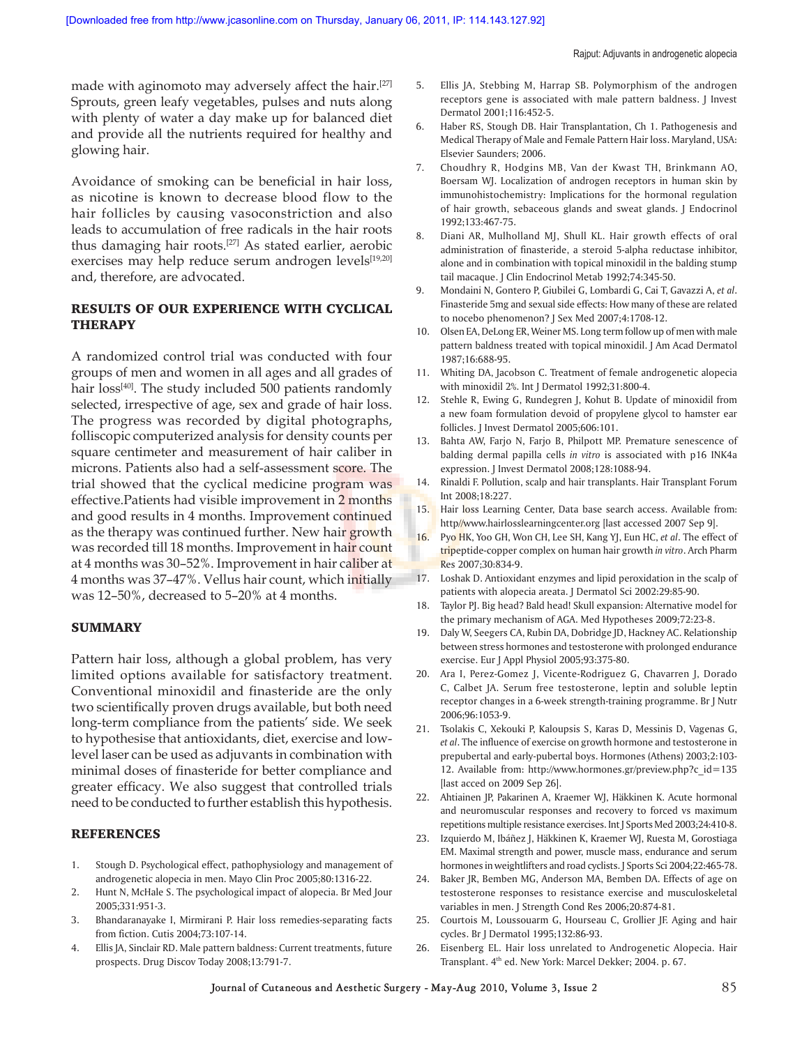made with aginomoto may adversely affect the hair.[27] Sprouts, green leafy vegetables, pulses and nuts along with plenty of water a day make up for balanced diet and provide all the nutrients required for healthy and glowing hair.

Avoidance of smoking can be beneficial in hair loss, as nicotine is known to decrease blood flow to the hair follicles by causing vasoconstriction and also leads to accumulation of free radicals in the hair roots thus damaging hair roots.[27] As stated earlier, aerobic exercises may help reduce serum androgen levels[19,20] and, therefore, are advocated.

## RESULTS OF OUR EXPERIENCE WITH CYCLICAL THERAPY

A randomized control trial was conducted with four groups of men and women in all ages and all grades of hair loss[40]. The study included 500 patients randomly selected, irrespective of age, sex and grade of hair loss. The progress was recorded by digital photographs, folliscopic computerized analysis for density counts per square centimeter and measurement of hair caliber in microns. Patients also had a self-assessment score. The trial showed that the cyclical medicine program was effective.Patients had visible improvement in 2 months and good results in 4 months. Improvement continued as the therapy was continued further. New hair growth was recorded till 18 months. Improvement in hair count at 4 months was 30–52%. Improvement in hair caliber at 4 months was 37–47%. Vellus hair count, which initially was 12–50%, decreased to 5–20% at 4 months.

## SUMMARY

Pattern hair loss, although a global problem, has very limited options available for satisfactory treatment. Conventional minoxidil and finasteride are the only two scientifically proven drugs available, but both need long-term compliance from the patients' side. We seek to hypothesise that antioxidants, diet, exercise and low-level laser can be used as adjuvants in combination with minimal doses of finasteride for better compliance and greater efficacy. We also suggest that controlled trials need to be conducted to further establish this hypothesis.

## REFERENCES

1. Stough D. Psychological effect, pathophysiology and management of androgenetic alopecia in men. Mayo Clin Proc 2005;80:1316-22.
2. Hunt N, McHale S. The psychological impact of alopecia. Br Med Jour 2005;331:951-3.
3. Bhandaranayake I, Mirmirani P. Hair loss remedies-separating facts from fiction. Cutis 2004;73:107-14.
4. Ellis JA, Sinclair RD. Male pattern baldness: Current treatments, future prospects. Drug Discov Today 2008;13:791-7.
5. Ellis JA, Stebbing M, Harrap SB. Polymorphism of the androgen receptors gene is associated with male pattern baldness. J Invest Dermatol 2001;116:452-5.
6. Haber RS, Stough DB. Hair Transplantation, Ch 1. Pathogenesis and Medical Therapy of Male and Female Pattern Hair loss. Maryland, USA: Elsevier Saunders; 2006.
7. Choudhry R, Hodgins MB, Van der Kwast TH, Brinkmann AO, Boersam WJ. Localization of androgen receptors in human skin by immunohistochemistry: Implications for the hormonal regulation of hair growth, sebaceous glands and sweat glands. J Endocrinol 1992;133:467-75.
8. Diani AR, Mulholland MJ, Shull KL. Hair growth effects of oral administration of finasteride, a steroid 5-alpha reductase inhibitor, alone and in combination with topical minoxidil in the balding stump tail macaque. J Clin Endocrinol Metab 1992;74:345-50.
9. Mondaini N, Gontero P, Giubilei G, Lombardi G, Cai T, Gavazzi A, *et al*. Finasteride 5mg and sexual side effects: How many of these are related to nocebo phenomenon? J Sex Med 2007;4:1708-12.
10. Olsen EA, DeLong ER, Weiner MS. Long term follow up of men with male pattern baldness treated with topical minoxidil. J Am Acad Dermatol 1987;16:688-95.
11. Whiting DA, Jacobson C. Treatment of female androgenetic alopecia with minoxidil 2%. Int J Dermatol 1992;31:800-4.
12. Stehle R, Ewing G, Rundegren J, Kohut B. Update of minoxidil from a new foam formulation devoid of propylene glycol to hamster ear follicles. J Invest Dermatol 2005;606:101.
13. Bahta AW, Farjo N, Farjo B, Philpott MP. Premature senescence of balding dermal papilla cells *in vitro* is associated with p16 INK4a expression. J Invest Dermatol 2008;128:1088-94.
14. Rinaldi F. Pollution, scalp and hair transplants. Hair Transplant Forum Int 2008;18:227.
15. Hair loss Learning Center, Data base search access. Available from: http//www.hairlosslearningcenter.org [last accessed 2007 Sep 9].
16. Pyo HK, Yoo GH, Won CH, Lee SH, Kang YJ, Eun HC, *et al*. The effect of tripeptide-copper complex on human hair growth *in vitro*. Arch Pharm Res 2007;30:834-9.
17. Loshak D. Antioxidant enzymes and lipid peroxidation in the scalp of patients with alopecia areata. J Dermatol Sci 2002;29:85-90.
18. Taylor PJ. Big head? Bald head! Skull expansion: Alternative model for the primary mechanism of AGA. Med Hypotheses 2009;72:23-8.
19. Daly W, Seegers CA, Rubin DA, Dobridge JD, Hackney AC. Relationship between stress hormones and testosterone with prolonged endurance exercise. Eur J Appl Physiol 2005;93:375-80.
20. Ara I, Perez-Gomez J, Vicente-Rodriguez G, Chavarren J, Dorado C, Calbet JA. Serum free testosterone, leptin and soluble leptin receptor changes in a 6-week strength-training programme. Br J Nutr 2006;96:1053-9.
21. Tsolakis C, Xekouki P, Kaloupsis S, Karas D, Messinis D, Vagenas G, *et al*. The influence of exercise on growth hormone and testosterone in prepubertal and early-pubertal boys. Hormones (Athens) 2003;2:103-12. Available from: http://www.hormones.gr/preview.php?c_id=135 [last acced on 2009 Sep 26].
22. Ahtiainen JP, Pakarinen A, Kraemer WJ, Häkkinen K. Acute hormonal and neuromuscular responses and recovery to forced vs maximum repetitions multiple resistance exercises. Int J Sports Med 2003;24:410-8.
23. Izquierdo M, Ibáñez J, Häkkinen K, Kraemer WJ, Ruesta M, Gorostiaga EM. Maximal strength and power, muscle mass, endurance and serum hormones in weightlifters and road cyclists. J Sports Sci 2004;22:465-78.
24. Baker JR, Bemben MG, Anderson MA, Bemben DA. Effects of age on testosterone responses to resistance exercise and musculoskeletal variables in men. J Strength Cond Res 2006;20:874-81.
25. Courtois M, Loussouarm G, Hourseau C, Grollier JF. Aging and hair cycles. Br J Dermatol 1995;132:86-93.
26. Eisenberg EL. Hair loss unrelated to Androgenetic Alopecia. Hair Transplant. 4th ed. New York: Marcel Dekker; 2004. p. 67.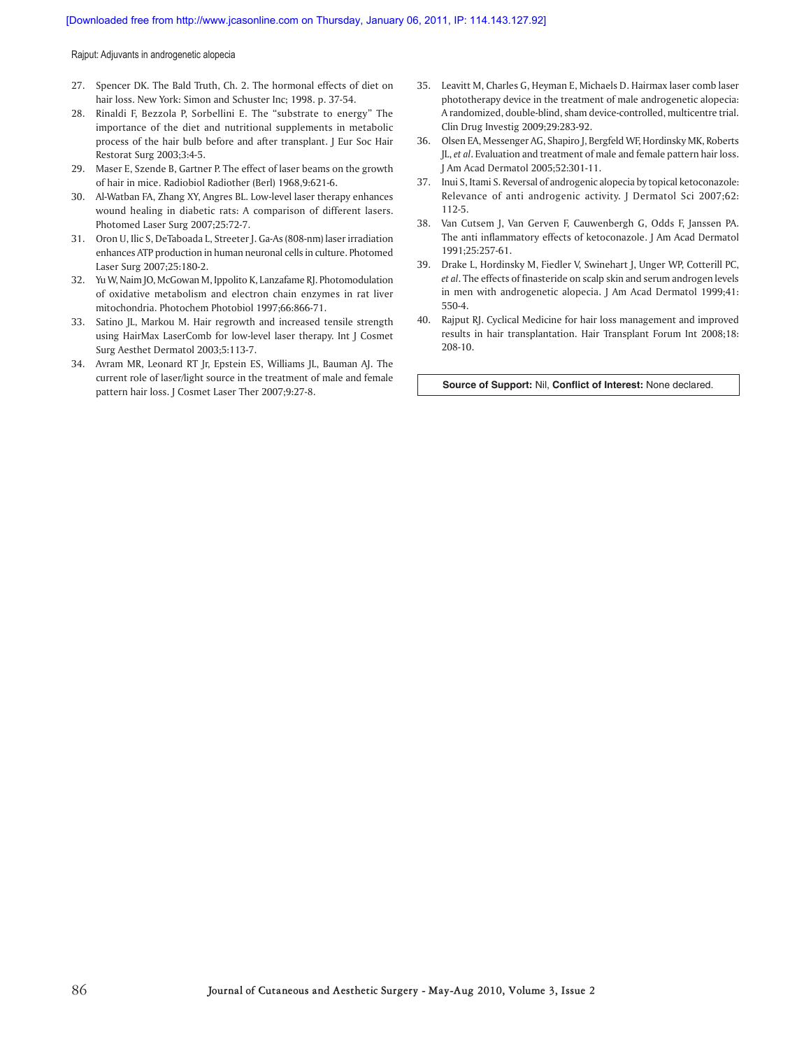27. Spencer DK. The Bald Truth, Ch. 2. The hormonal effects of diet on hair loss. New York: Simon and Schuster Inc; 1998. p. 37-54.
28. Rinaldi F, Bezzola P, Sorbellini E. The "substrate to energy" The importance of the diet and nutritional supplements in metabolic process of the hair bulb before and after transplant. J Eur Soc Hair Restorat Surg 2003;3:4-5.
29. Maser E, Szende B, Gartner P. The effect of laser beams on the growth of hair in mice. Radiobiol Radiother (Berl) 1968,9:621-6.
30. Al-Watban FA, Zhang XY, Angres BL. Low-level laser therapy enhances wound healing in diabetic rats: A comparison of different lasers. Photomed Laser Surg 2007;25:72-7.
31. Oron U, Ilic S, DeTaboada L, Streeter J. Ga-As (808-nm) laser irradiation enhances ATP production in human neuronal cells in culture. Photomed Laser Surg 2007;25:180-2.
32. Yu W, Naim JO, McGowan M, Ippolito K, Lanzafame RJ. Photomodulation of oxidative metabolism and electron chain enzymes in rat liver mitochondria. Photochem Photobiol 1997;66:866-71.
33. Satino JL, Markou M. Hair regrowth and increased tensile strength using HairMax LaserComb for low-level laser therapy. Int J Cosmet Surg Aesthet Dermatol 2003;5:113-7.
34. Avram MR, Leonard RT Jr, Epstein ES, Williams JL, Bauman AJ. The current role of laser/light source in the treatment of male and female pattern hair loss. J Cosmet Laser Ther 2007;9:27-8.
35. Leavitt M, Charles G, Heyman E, Michaels D. Hairmax laser comb laser phototherapy device in the treatment of male androgenetic alopecia: A randomized, double-blind, sham device-controlled, multicentre trial. Clin Drug Investig 2009;29:283-92.
36. Olsen EA, Messenger AG, Shapiro J, Bergfeld WF, Hordinsky MK, Roberts JL, *et al*. Evaluation and treatment of male and female pattern hair loss. J Am Acad Dermatol 2005;52:301-11.
37. Inui S, Itami S. Reversal of androgenic alopecia by topical ketoconazole: Relevance of anti androgenic activity. J Dermatol Sci 2007;62: 112-5.
38. Van Cutsem J, Van Gerven F, Cauwenbergh G, Odds F, Janssen PA. The anti inflammatory effects of ketoconazole. J Am Acad Dermatol 1991;25:257-61.
39. Drake L, Hordinsky M, Fiedler V, Swinehart J, Unger WP, Cotterill PC, *et al*. The effects of finasteride on scalp skin and serum androgen levels in men with androgenetic alopecia. J Am Acad Dermatol 1999;41: 550-4.
40. Rajput RJ. Cyclical Medicine for hair loss management and improved results in hair transplantation. Hair Transplant Forum Int 2008;18: 208-10.

**Source of Support:** Nil, **Conflict of Interest:** None declared.